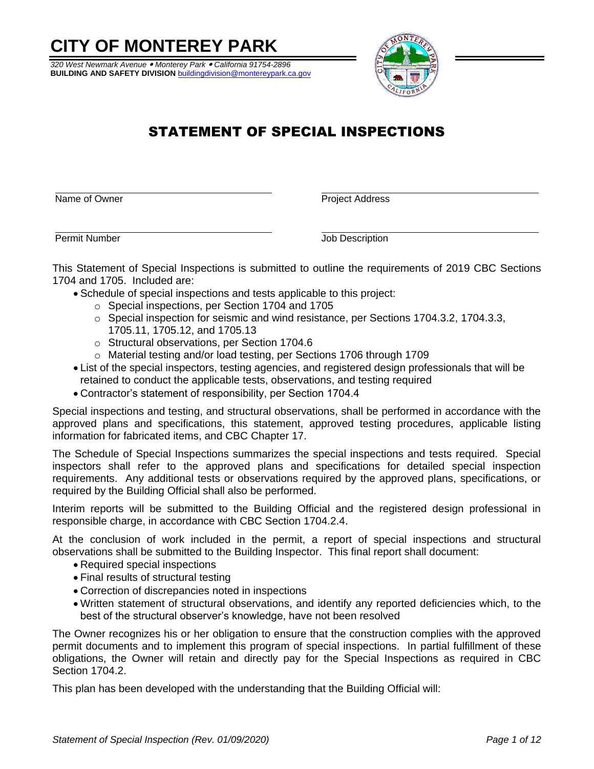# CITY OF MONTEREY PARK

*320 West Newmark Avenue • Monterey Park • California 91754-2896*
**BUILDING AND SAFETY DIVISION** buildingdivision@montereypark.ca.gov

## STATEMENT OF SPECIAL INSPECTIONS

| | |
|---|---|
| Name of Owner | Project Address |
| Permit Number | Job Description |

This Statement of Special Inspections is submitted to outline the requirements of 2019 CBC Sections 1704 and 1705. Included are:

- Schedule of special inspections and tests applicable to this project:
  - Special inspections, per Section 1704 and 1705
  - Special inspection for seismic and wind resistance, per Sections 1704.3.2, 1704.3.3, 1705.11, 1705.12, and 1705.13
  - Structural observations, per Section 1704.6
  - Material testing and/or load testing, per Sections 1706 through 1709
- List of the special inspectors, testing agencies, and registered design professionals that will be retained to conduct the applicable tests, observations, and testing required
- Contractor's statement of responsibility, per Section 1704.4

Special inspections and testing, and structural observations, shall be performed in accordance with the approved plans and specifications, this statement, approved testing procedures, applicable listing information for fabricated items, and CBC Chapter 17.

The Schedule of Special Inspections summarizes the special inspections and tests required. Special inspectors shall refer to the approved plans and specifications for detailed special inspection requirements. Any additional tests or observations required by the approved plans, specifications, or required by the Building Official shall also be performed.

Interim reports will be submitted to the Building Official and the registered design professional in responsible charge, in accordance with CBC Section 1704.2.4.

At the conclusion of work included in the permit, a report of special inspections and structural observations shall be submitted to the Building Inspector. This final report shall document:

- Required special inspections
- Final results of structural testing
- Correction of discrepancies noted in inspections
- Written statement of structural observations, and identify any reported deficiencies which, to the best of the structural observer's knowledge, have not been resolved

The Owner recognizes his or her obligation to ensure that the construction complies with the approved permit documents and to implement this program of special inspections. In partial fulfillment of these obligations, the Owner will retain and directly pay for the Special Inspections as required in CBC Section 1704.2.

This plan has been developed with the understanding that the Building Official will: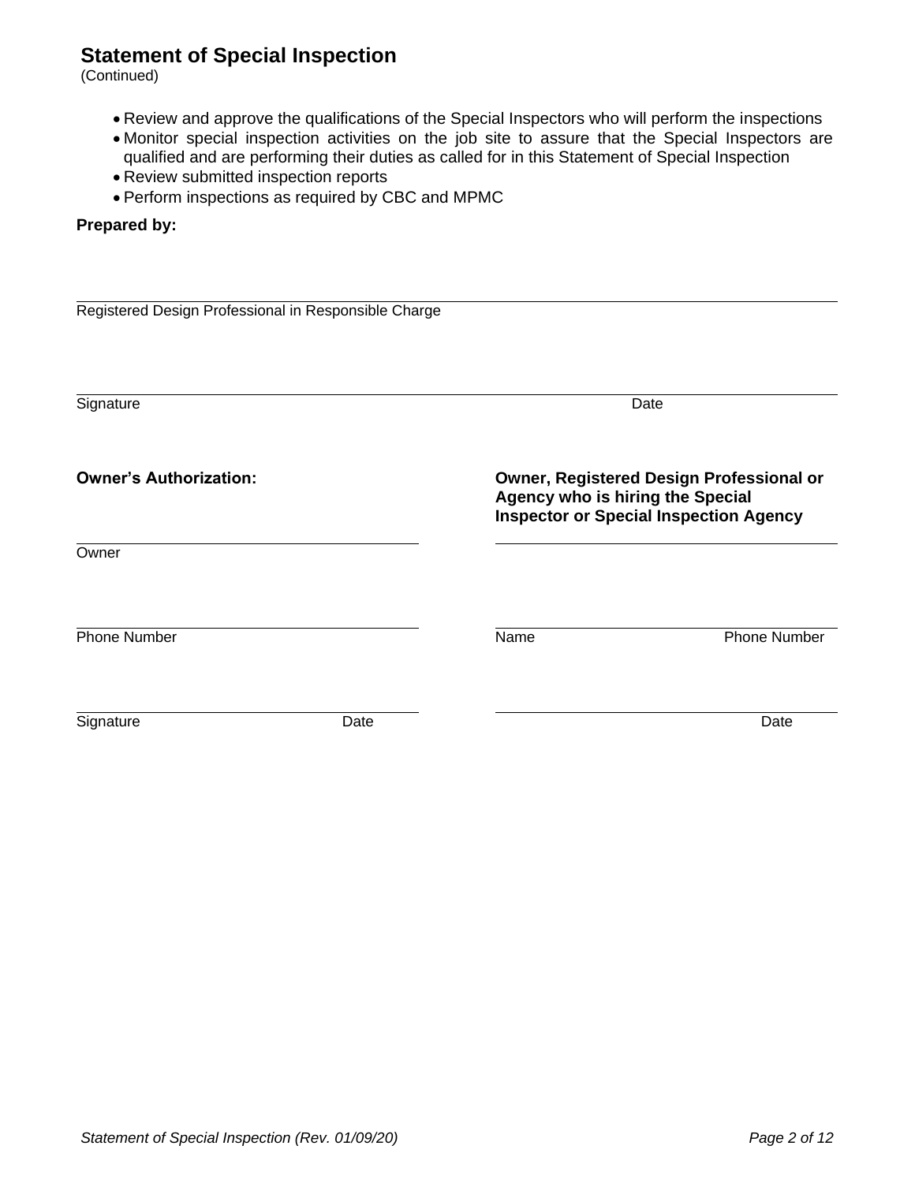## Statement of Special Inspection
(Continued)

- Review and approve the qualifications of the Special Inspectors who will perform the inspections
- Monitor special inspection activities on the job site to assure that the Special Inspectors are qualified and are performing their duties as called for in this Statement of Special Inspection
- Review submitted inspection reports
- Perform inspections as required by CBC and MPMC

**Prepared by:**

______________________________________________
Registered Design Professional in Responsible Charge

______________________________________________
Signature Date

**Owner's Authorization:**

______________________________
Owner

______________________________
Phone Number

______________________________
Signature Date

**Owner, Registered Design Professional or Agency who is hiring the Special Inspector or Special Inspection Agency**

______________________________

______________________________
Name Phone Number

______________________________
Date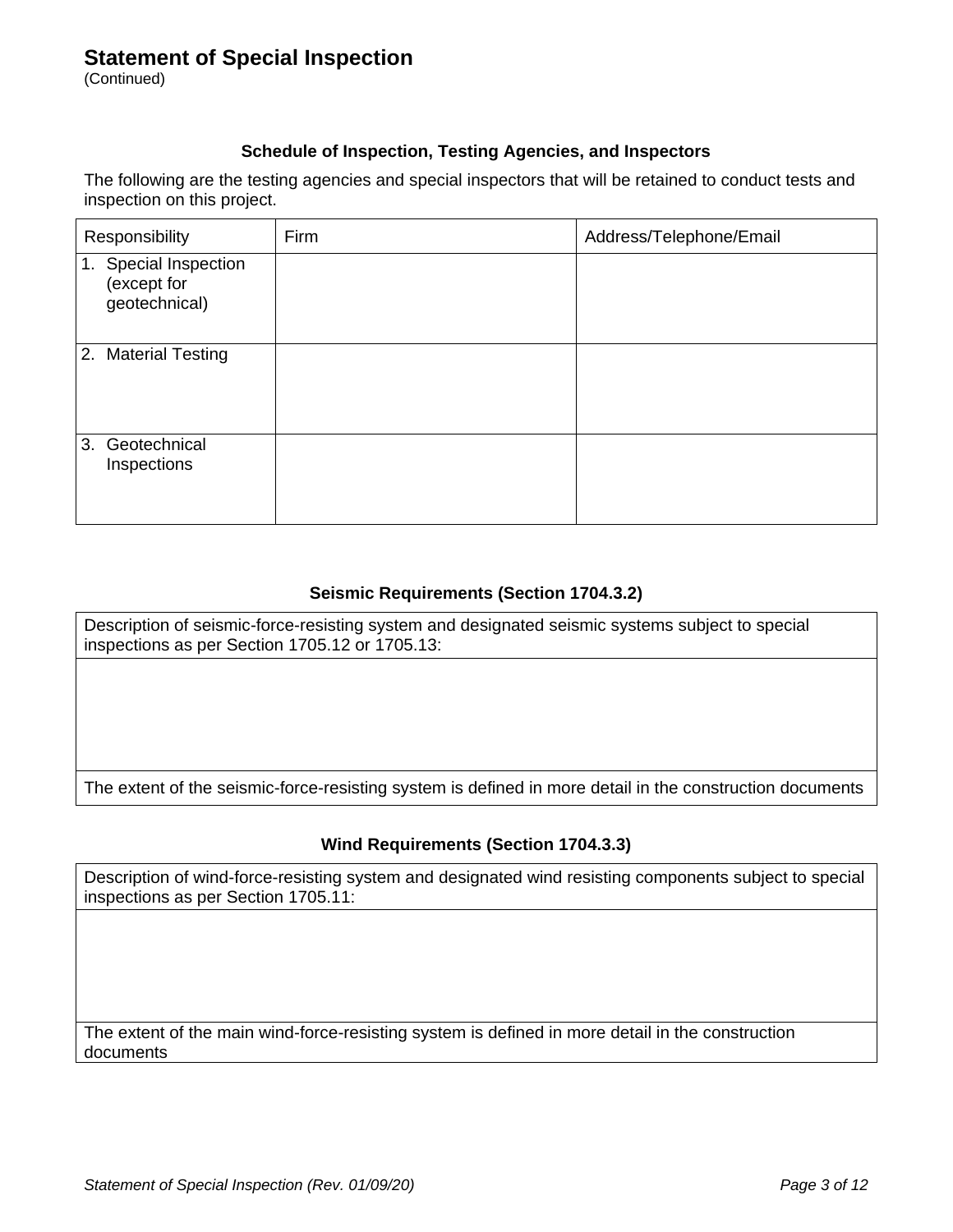# Statement of Special Inspection

(Continued)

### Schedule of Inspection, Testing Agencies, and Inspectors

The following are the testing agencies and special inspectors that will be retained to conduct tests and inspection on this project.

| Responsibility | Firm | Address/Telephone/Email |
|---|---|---|
| 1. Special Inspection (except for geotechnical) | | |
| 2. Material Testing | | |
| 3. Geotechnical Inspections | | |

### Seismic Requirements (Section 1704.3.2)

| Description of seismic-force-resisting system and designated seismic systems subject to special inspections as per Section 1705.12 or 1705.13: |
|---|
| |
| The extent of the seismic-force-resisting system is defined in more detail in the construction documents |

### Wind Requirements (Section 1704.3.3)

| Description of wind-force-resisting system and designated wind resisting components subject to special inspections as per Section 1705.11: |
|---|
| |
| The extent of the main wind-force-resisting system is defined in more detail in the construction documents |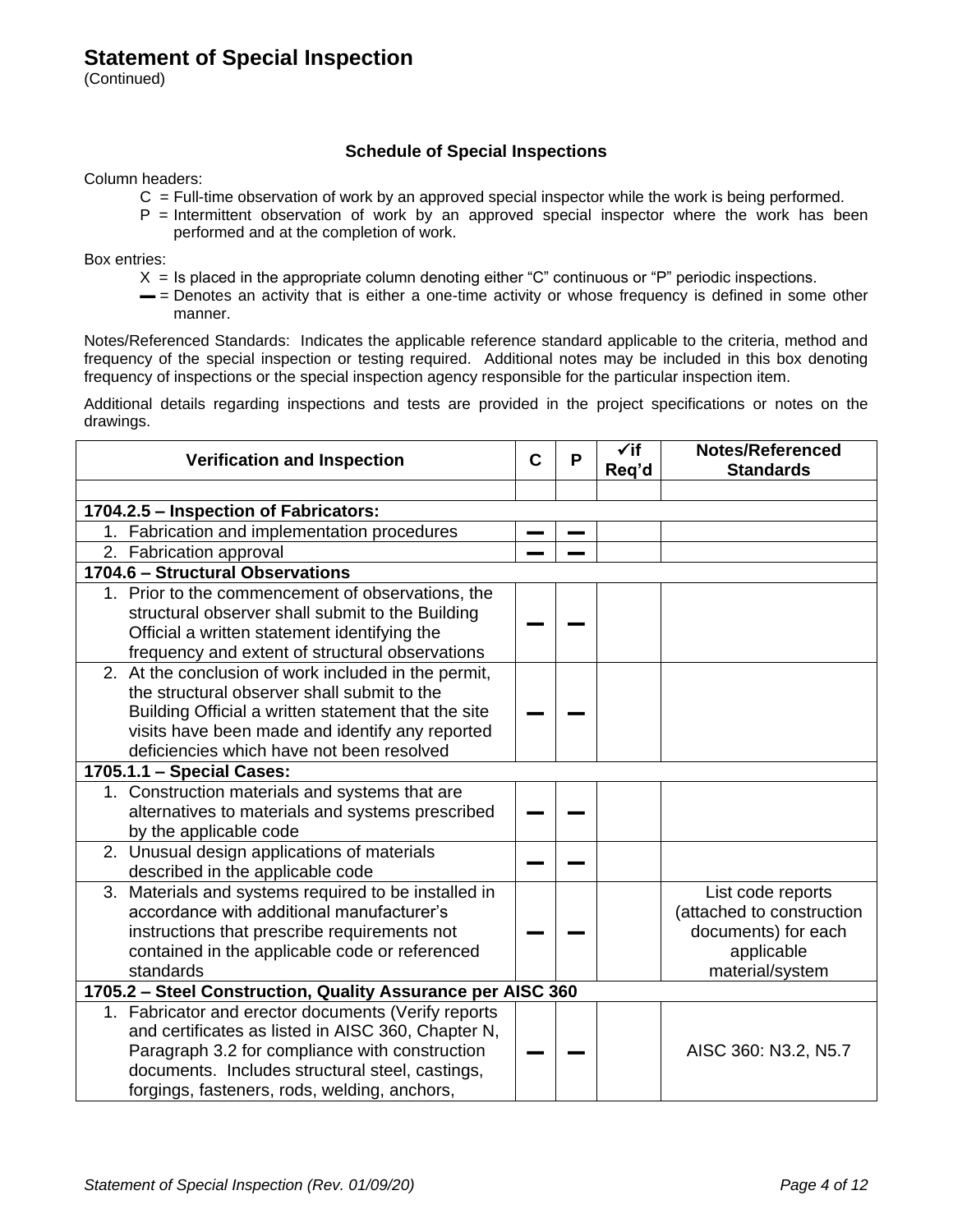# Statement of Special Inspection

(Continued)

### Schedule of Special Inspections

Column headers:

- C = Full-time observation of work by an approved special inspector while the work is being performed.
- P = Intermittent observation of work by an approved special inspector where the work has been performed and at the completion of work.

Box entries:

- X = Is placed in the appropriate column denoting either "C" continuous or "P" periodic inspections.
- ▬ = Denotes an activity that is either a one-time activity or whose frequency is defined in some other manner.

Notes/Referenced Standards: Indicates the applicable reference standard applicable to the criteria, method and frequency of the special inspection or testing required. Additional notes may be included in this box denoting frequency of inspections or the special inspection agency responsible for the particular inspection item.

Additional details regarding inspections and tests are provided in the project specifications or notes on the drawings.

| Verification and Inspection | C | P | ✓if Req'd | Notes/Referenced Standards |
|---|---|---|---|---|
| | | | | |
| **1704.2.5 – Inspection of Fabricators:** | | | | |
| 1. Fabrication and implementation procedures | ▬ | ▬ | | |
| 2. Fabrication approval | ▬ | ▬ | | |
| **1704.6 – Structural Observations** | | | | |
| 1. Prior to the commencement of observations, the structural observer shall submit to the Building Official a written statement identifying the frequency and extent of structural observations | ▬ | ▬ | | |
| 2. At the conclusion of work included in the permit, the structural observer shall submit to the Building Official a written statement that the site visits have been made and identify any reported deficiencies which have not been resolved | ▬ | ▬ | | |
| **1705.1.1 – Special Cases:** | | | | |
| 1. Construction materials and systems that are alternatives to materials and systems prescribed by the applicable code | ▬ | ▬ | | |
| 2. Unusual design applications of materials described in the applicable code | ▬ | ▬ | | |
| 3. Materials and systems required to be installed in accordance with additional manufacturer's instructions that prescribe requirements not contained in the applicable code or referenced standards | ▬ | ▬ | | List code reports (attached to construction documents) for each applicable material/system |
| **1705.2 – Steel Construction, Quality Assurance per AISC 360** | | | | |
| 1. Fabricator and erector documents (Verify reports and certificates as listed in AISC 360, Chapter N, Paragraph 3.2 for compliance with construction documents. Includes structural steel, castings, forgings, fasteners, rods, welding, anchors, | ▬ | ▬ | | AISC 360: N3.2, N5.7 |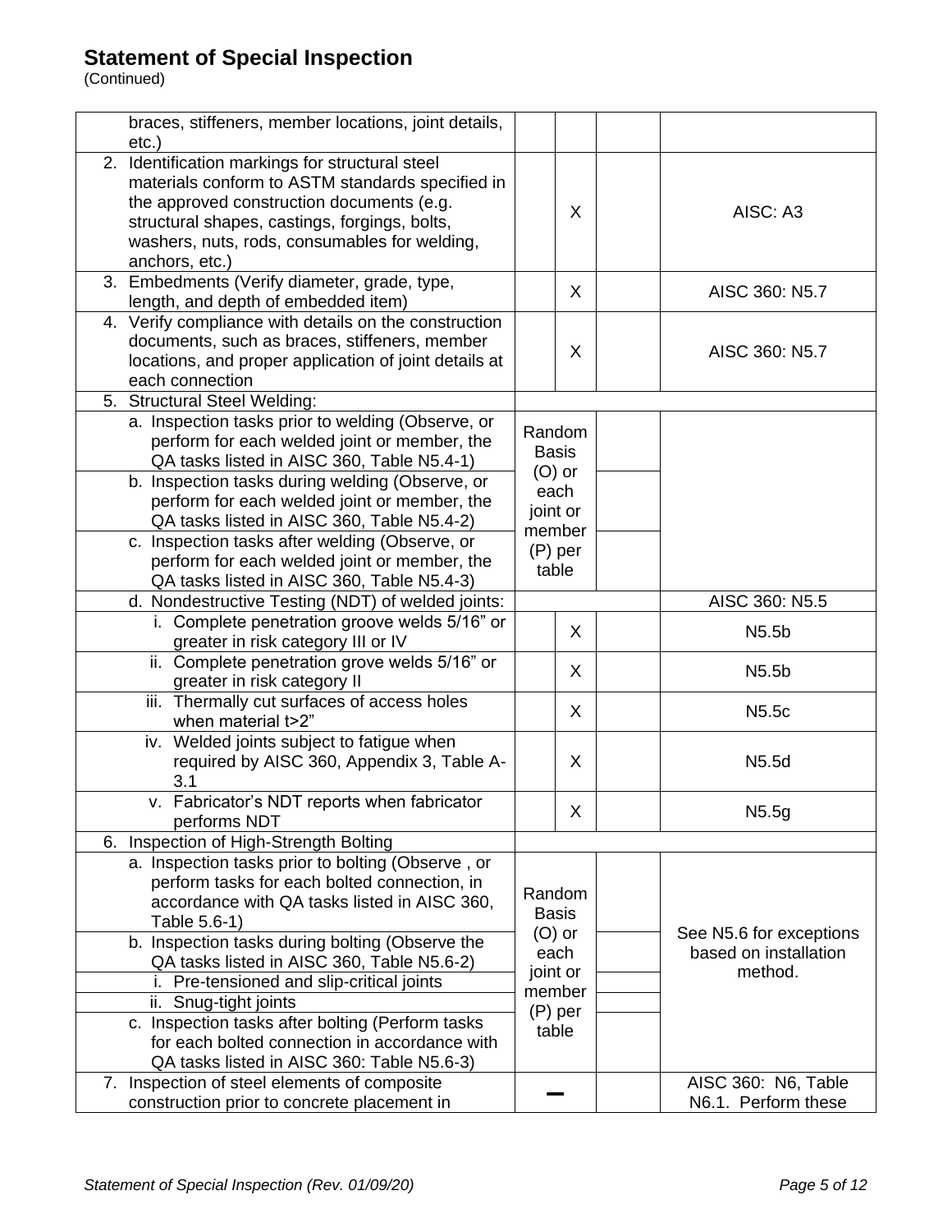## Statement of Special Inspection

(Continued)

| | | | | |
|---|---|---|---|---|
| braces, stiffeners, member locations, joint details, etc.) | | | | |
| 2. Identification markings for structural steel materials conform to ASTM standards specified in the approved construction documents (e.g. structural shapes, castings, forgings, bolts, washers, nuts, rods, consumables for welding, anchors, etc.) | | X | | AISC: A3 |
| 3. Embedments (Verify diameter, grade, type, length, and depth of embedded item) | | X | | AISC 360: N5.7 |
| 4. Verify compliance with details on the construction documents, such as braces, stiffeners, member locations, and proper application of joint details at each connection | | X | | AISC 360: N5.7 |
| 5. Structural Steel Welding: | | | | |
| a. Inspection tasks prior to welding (Observe, or perform for each welded joint or member, the QA tasks listed in AISC 360, Table N5.4-1) | Random Basis (O) or each joint or member (P) per table | | | |
| b. Inspection tasks during welding (Observe, or perform for each welded joint or member, the QA tasks listed in AISC 360, Table N5.4-2) | | | | |
| c. Inspection tasks after welding (Observe, or perform for each welded joint or member, the QA tasks listed in AISC 360, Table N5.4-3) | | | | |
| d. Nondestructive Testing (NDT) of welded joints: | | | | AISC 360: N5.5 |
| i. Complete penetration groove welds 5/16" or greater in risk category III or IV | | X | | N5.5b |
| ii. Complete penetration grove welds 5/16" or greater in risk category II | | X | | N5.5b |
| iii. Thermally cut surfaces of access holes when material t>2" | | X | | N5.5c |
| iv. Welded joints subject to fatigue when required by AISC 360, Appendix 3, Table A-3.1 | | X | | N5.5d |
| v. Fabricator's NDT reports when fabricator performs NDT | | X | | N5.5g |
| 6. Inspection of High-Strength Bolting | | | | |
| a. Inspection tasks prior to bolting (Observe , or perform tasks for each bolted connection, in accordance with QA tasks listed in AISC 360, Table 5.6-1) | Random Basis (O) or each joint or member (P) per table | | | See N5.6 for exceptions based on installation method. |
| b. Inspection tasks during bolting (Observe the QA tasks listed in AISC 360, Table N5.6-2) | | | | |
| i. Pre-tensioned and slip-critical joints | | | | |
| ii. Snug-tight joints | | | | |
| c. Inspection tasks after bolting (Perform tasks for each bolted connection in accordance with QA tasks listed in AISC 360: Table N5.6-3) | | | | |
| 7. Inspection of steel elements of composite construction prior to concrete placement in | – | | | AISC 360: N6, Table N6.1. Perform these |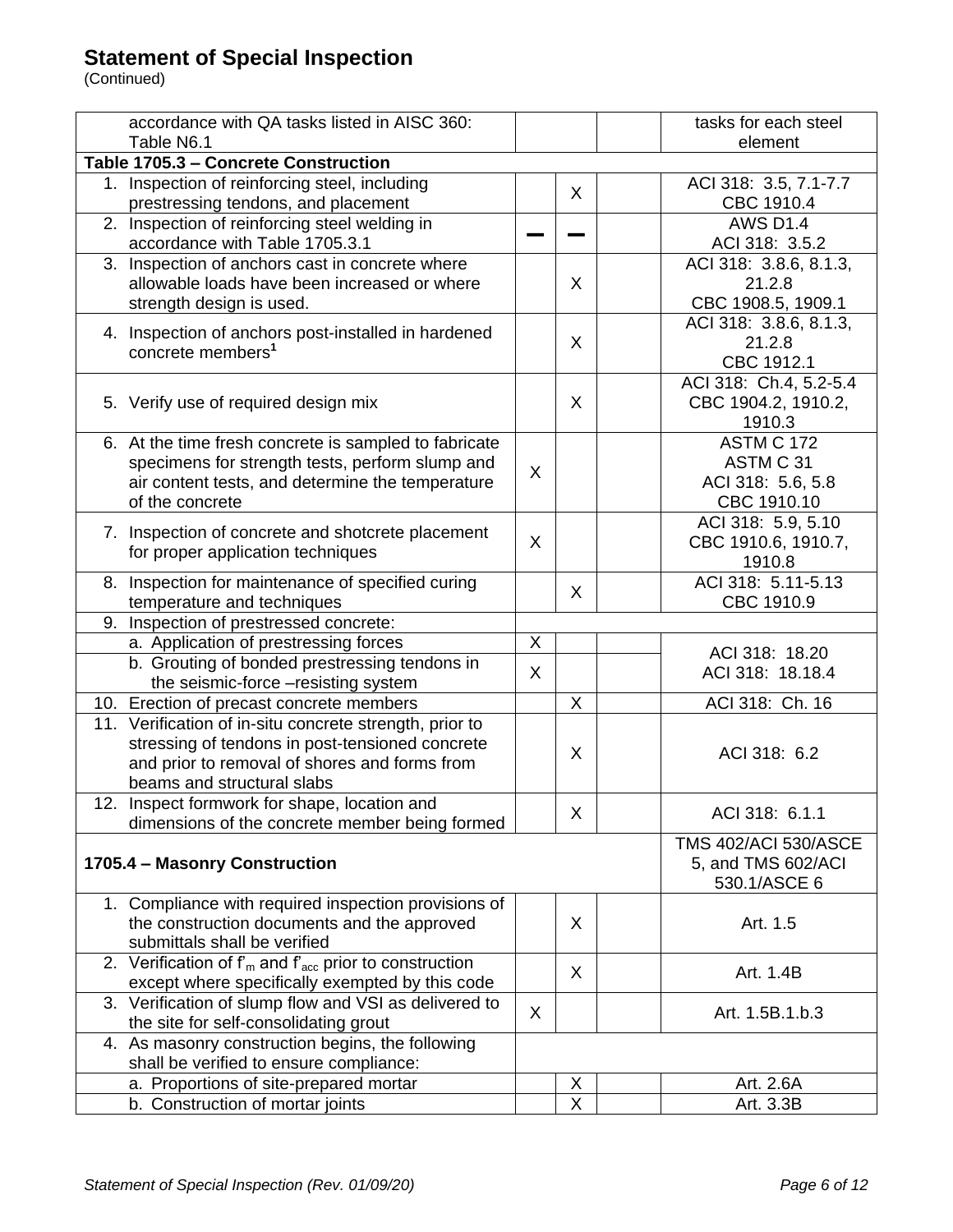# Statement of Special Inspection

(Continued)

| | | | | |
|---|---|---|---|---|
| accordance with QA tasks listed in AISC 360: Table N6.1 | | | | tasks for each steel element |
| **Table 1705.3 – Concrete Construction** | | | | |
| 1. Inspection of reinforcing steel, including prestressing tendons, and placement | | X | | ACI 318: 3.5, 7.1-7.7 CBC 1910.4 |
| 2. Inspection of reinforcing steel welding in accordance with Table 1705.3.1 | — | — | | AWS D1.4 ACI 318: 3.5.2 |
| 3. Inspection of anchors cast in concrete where allowable loads have been increased or where strength design is used. | | X | | ACI 318: 3.8.6, 8.1.3, 21.2.8 CBC 1908.5, 1909.1 |
| 4. Inspection of anchors post-installed in hardened concrete members[1] | | X | | ACI 318: 3.8.6, 8.1.3, 21.2.8 CBC 1912.1 |
| 5. Verify use of required design mix | | X | | ACI 318: Ch.4, 5.2-5.4 CBC 1904.2, 1910.2, 1910.3 |
| 6. At the time fresh concrete is sampled to fabricate specimens for strength tests, perform slump and air content tests, and determine the temperature of the concrete | X | | | ASTM C 172 ASTM C 31 ACI 318: 5.6, 5.8 CBC 1910.10 |
| 7. Inspection of concrete and shotcrete placement for proper application techniques | X | | | ACI 318: 5.9, 5.10 CBC 1910.6, 1910.7, 1910.8 |
| 8. Inspection for maintenance of specified curing temperature and techniques | | X | | ACI 318: 5.11-5.13 CBC 1910.9 |
| 9. Inspection of prestressed concrete: | | | | |
| a. Application of prestressing forces | X | | | ACI 318: 18.20 ACI 318: 18.18.4 |
| b. Grouting of bonded prestressing tendons in the seismic-force –resisting system | X | | | |
| 10. Erection of precast concrete members | | X | | ACI 318: Ch. 16 |
| 11. Verification of in-situ concrete strength, prior to stressing of tendons in post-tensioned concrete and prior to removal of shores and forms from beams and structural slabs | | X | | ACI 318: 6.2 |
| 12. Inspect formwork for shape, location and dimensions of the concrete member being formed | | X | | ACI 318: 6.1.1 |
| **1705.4 – Masonry Construction** | | | | TMS 402/ACI 530/ASCE 5, and TMS 602/ACI 530.1/ASCE 6 |
| 1. Compliance with required inspection provisions of the construction documents and the approved submittals shall be verified | | X | | Art. 1.5 |
| 2. Verification of $f'_m$ and $f'_{acc}$ prior to construction except where specifically exempted by this code | | X | | Art. 1.4B |
| 3. Verification of slump flow and VSI as delivered to the site for self-consolidating grout | X | | | Art. 1.5B.1.b.3 |
| 4. As masonry construction begins, the following shall be verified to ensure compliance: | | | | |
| a. Proportions of site-prepared mortar | | X | | Art. 2.6A |
| b. Construction of mortar joints | | X | | Art. 3.3B |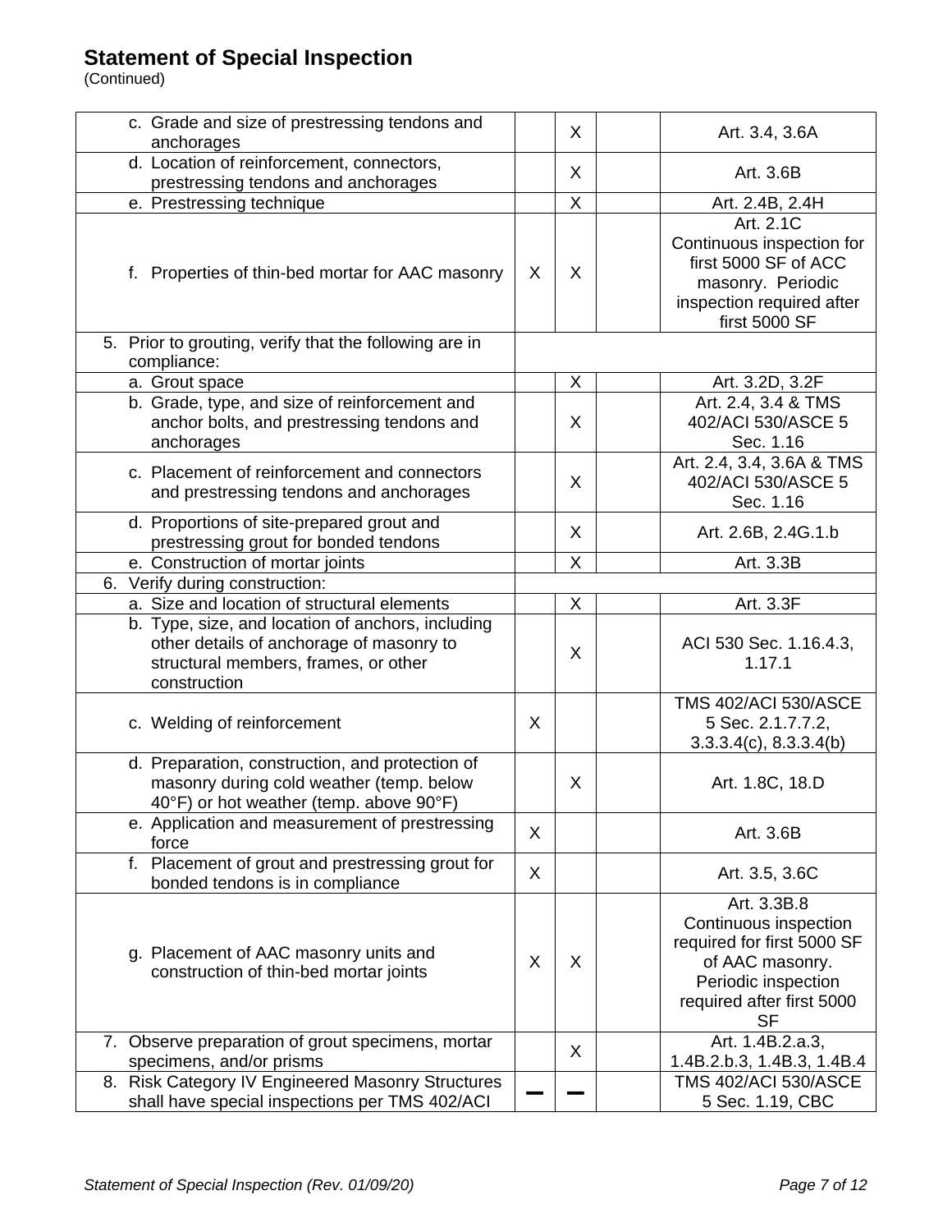# Statement of Special Inspection

(Continued)

| | | | | |
|---|---|---|---|---|
| c. Grade and size of prestressing tendons and anchorages | | X | | Art. 3.4, 3.6A |
| d. Location of reinforcement, connectors, prestressing tendons and anchorages | | X | | Art. 3.6B |
| e. Prestressing technique | | X | | Art. 2.4B, 2.4H |
| f. Properties of thin-bed mortar for AAC masonry | X | X | | Art. 2.1C Continuous inspection for first 5000 SF of ACC masonry. Periodic inspection required after first 5000 SF |
| 5. Prior to grouting, verify that the following are in compliance: | | | | |
| a. Grout space | | X | | Art. 3.2D, 3.2F |
| b. Grade, type, and size of reinforcement and anchor bolts, and prestressing tendons and anchorages | | X | | Art. 2.4, 3.4 & TMS 402/ACI 530/ASCE 5 Sec. 1.16 |
| c. Placement of reinforcement and connectors and prestressing tendons and anchorages | | X | | Art. 2.4, 3.4, 3.6A & TMS 402/ACI 530/ASCE 5 Sec. 1.16 |
| d. Proportions of site-prepared grout and prestressing grout for bonded tendons | | X | | Art. 2.6B, 2.4G.1.b |
| e. Construction of mortar joints | | X | | Art. 3.3B |
| 6. Verify during construction: | | | | |
| a. Size and location of structural elements | | X | | Art. 3.3F |
| b. Type, size, and location of anchors, including other details of anchorage of masonry to structural members, frames, or other construction | | X | | ACI 530 Sec. 1.16.4.3, 1.17.1 |
| c. Welding of reinforcement | X | | | TMS 402/ACI 530/ASCE 5 Sec. 2.1.7.7.2, 3.3.3.4(c), 8.3.3.4(b) |
| d. Preparation, construction, and protection of masonry during cold weather (temp. below 40°F) or hot weather (temp. above 90°F) | | X | | Art. 1.8C, 18.D |
| e. Application and measurement of prestressing force | X | | | Art. 3.6B |
| f. Placement of grout and prestressing grout for bonded tendons is in compliance | X | | | Art. 3.5, 3.6C |
| g. Placement of AAC masonry units and construction of thin-bed mortar joints | X | X | | Art. 3.3B.8 Continuous inspection required for first 5000 SF of AAC masonry. Periodic inspection required after first 5000 SF |
| 7. Observe preparation of grout specimens, mortar specimens, and/or prisms | | X | | Art. 1.4B.2.a.3, 1.4B.2.b.3, 1.4B.3, 1.4B.4 |
| 8. Risk Category IV Engineered Masonry Structures shall have special inspections per TMS 402/ACI | – | – | | TMS 402/ACI 530/ASCE 5 Sec. 1.19, CBC |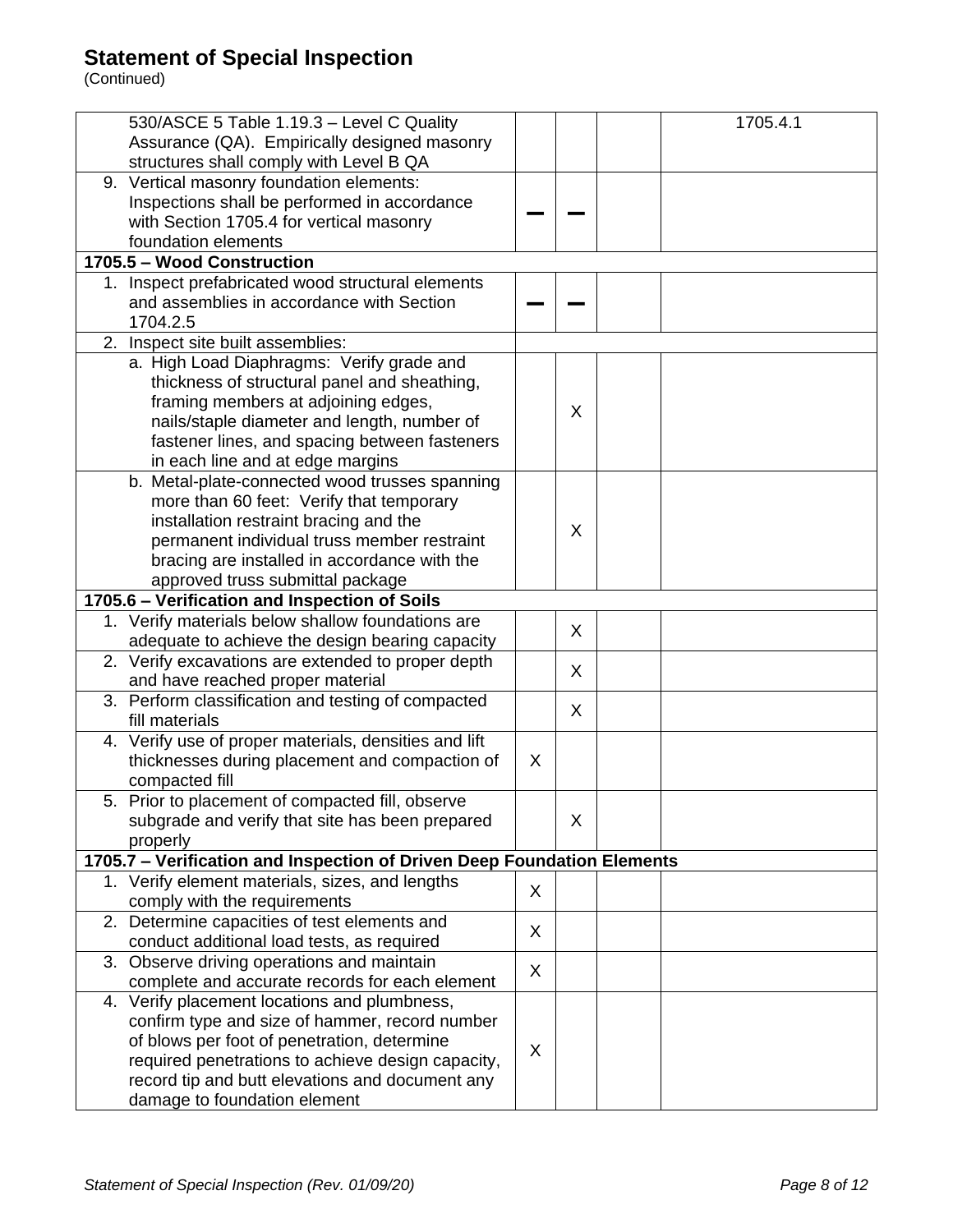# Statement of Special Inspection

(Continued)

| | | | | |
|---|---|---|---|---|
| 530/ASCE 5 Table 1.19.3 – Level C Quality Assurance (QA). Empirically designed masonry structures shall comply with Level B QA | | | | 1705.4.1 |
| 9. Vertical masonry foundation elements: Inspections shall be performed in accordance with Section 1705.4 for vertical masonry foundation elements | — | — | | |
| **1705.5 – Wood Construction** | | | | |
| 1. Inspect prefabricated wood structural elements and assemblies in accordance with Section 1704.2.5 | — | — | | |
| 2. Inspect site built assemblies: | | | | |
| a. High Load Diaphragms: Verify grade and thickness of structural panel and sheathing, framing members at adjoining edges, nails/staple diameter and length, number of fastener lines, and spacing between fasteners in each line and at edge margins | | X | | |
| b. Metal-plate-connected wood trusses spanning more than 60 feet: Verify that temporary installation restraint bracing and the permanent individual truss member restraint bracing are installed in accordance with the approved truss submittal package | | X | | |
| **1705.6 – Verification and Inspection of Soils** | | | | |
| 1. Verify materials below shallow foundations are adequate to achieve the design bearing capacity | | X | | |
| 2. Verify excavations are extended to proper depth and have reached proper material | | X | | |
| 3. Perform classification and testing of compacted fill materials | | X | | |
| 4. Verify use of proper materials, densities and lift thicknesses during placement and compaction of compacted fill | X | | | |
| 5. Prior to placement of compacted fill, observe subgrade and verify that site has been prepared properly | | X | | |
| **1705.7 – Verification and Inspection of Driven Deep Foundation Elements** | | | | |
| 1. Verify element materials, sizes, and lengths comply with the requirements | X | | | |
| 2. Determine capacities of test elements and conduct additional load tests, as required | X | | | |
| 3. Observe driving operations and maintain complete and accurate records for each element | X | | | |
| 4. Verify placement locations and plumbness, confirm type and size of hammer, record number of blows per foot of penetration, determine required penetrations to achieve design capacity, record tip and butt elevations and document any damage to foundation element | X | | | |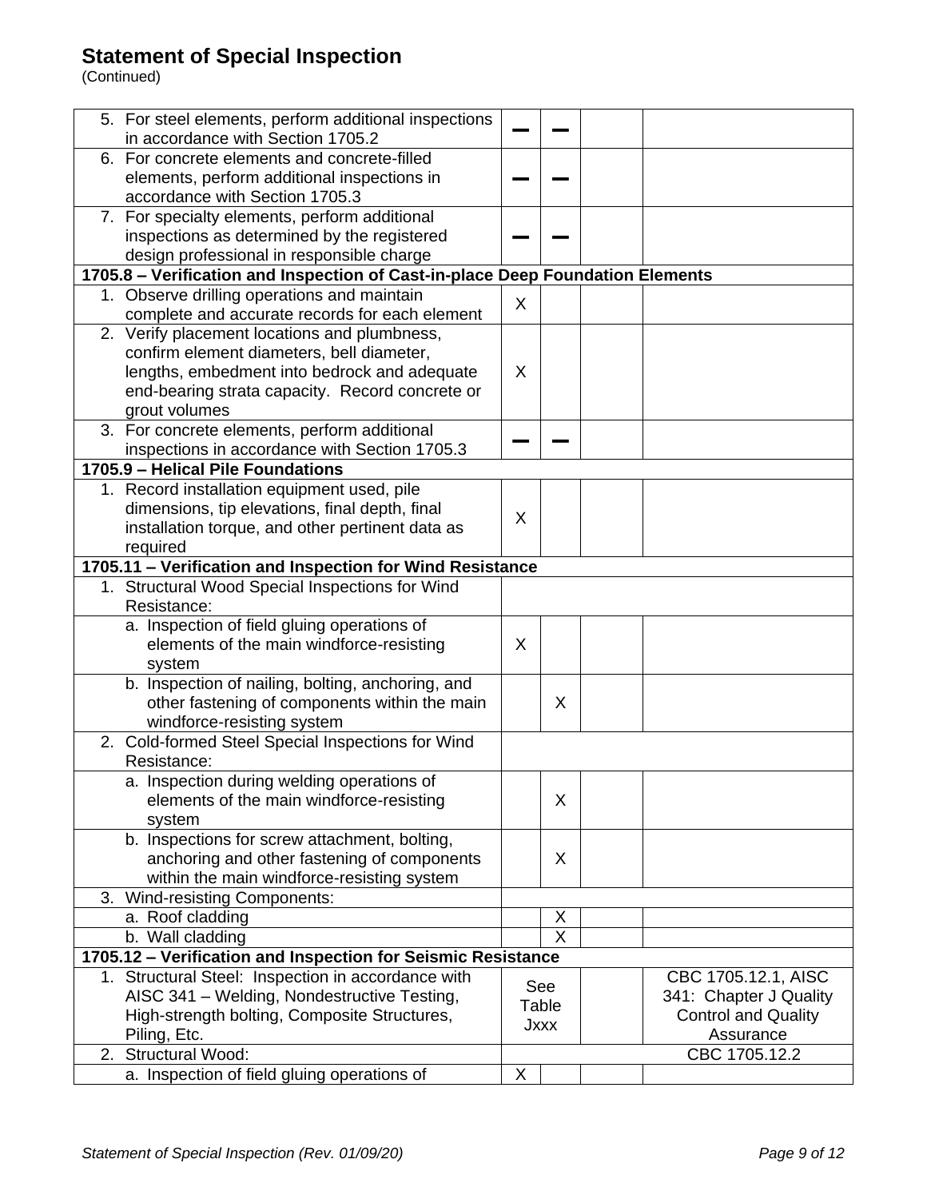# Statement of Special Inspection

(Continued)

| | | | | |
|---|---|---|---|---|
| 5. For steel elements, perform additional inspections in accordance with Section 1705.2 | — | — | | |
| 6. For concrete elements and concrete-filled elements, perform additional inspections in accordance with Section 1705.3 | — | — | | |
| 7. For specialty elements, perform additional inspections as determined by the registered design professional in responsible charge | — | — | | |
| **1705.8 – Verification and Inspection of Cast-in-place Deep Foundation Elements** | | | | |
| 1. Observe drilling operations and maintain complete and accurate records for each element | X | | | |
| 2. Verify placement locations and plumbness, confirm element diameters, bell diameter, lengths, embedment into bedrock and adequate end-bearing strata capacity. Record concrete or grout volumes | X | | | |
| 3. For concrete elements, perform additional inspections in accordance with Section 1705.3 | — | — | | |
| **1705.9 – Helical Pile Foundations** | | | | |
| 1. Record installation equipment used, pile dimensions, tip elevations, final depth, final installation torque, and other pertinent data as required | X | | | |
| **1705.11 – Verification and Inspection for Wind Resistance** | | | | |
| 1. Structural Wood Special Inspections for Wind Resistance: | | | | |
| a. Inspection of field gluing operations of elements of the main windforce-resisting system | X | | | |
| b. Inspection of nailing, bolting, anchoring, and other fastening of components within the main windforce-resisting system | | X | | |
| 2. Cold-formed Steel Special Inspections for Wind Resistance: | | | | |
| a. Inspection during welding operations of elements of the main windforce-resisting system | | X | | |
| b. Inspections for screw attachment, bolting, anchoring and other fastening of components within the main windforce-resisting system | | X | | |
| 3. Wind-resisting Components: | | | | |
| a. Roof cladding | | X | | |
| b. Wall cladding | | X | | |
| **1705.12 – Verification and Inspection for Seismic Resistance** | | | | |
| 1. Structural Steel: Inspection in accordance with AISC 341 – Welding, Nondestructive Testing, High-strength bolting, Composite Structures, Piling, Etc. | See Table Jxxx | | | CBC 1705.12.1, AISC 341: Chapter J Quality Control and Quality Assurance |
| 2. Structural Wood: | | | | CBC 1705.12.2 |
| a. Inspection of field gluing operations of | X | | | |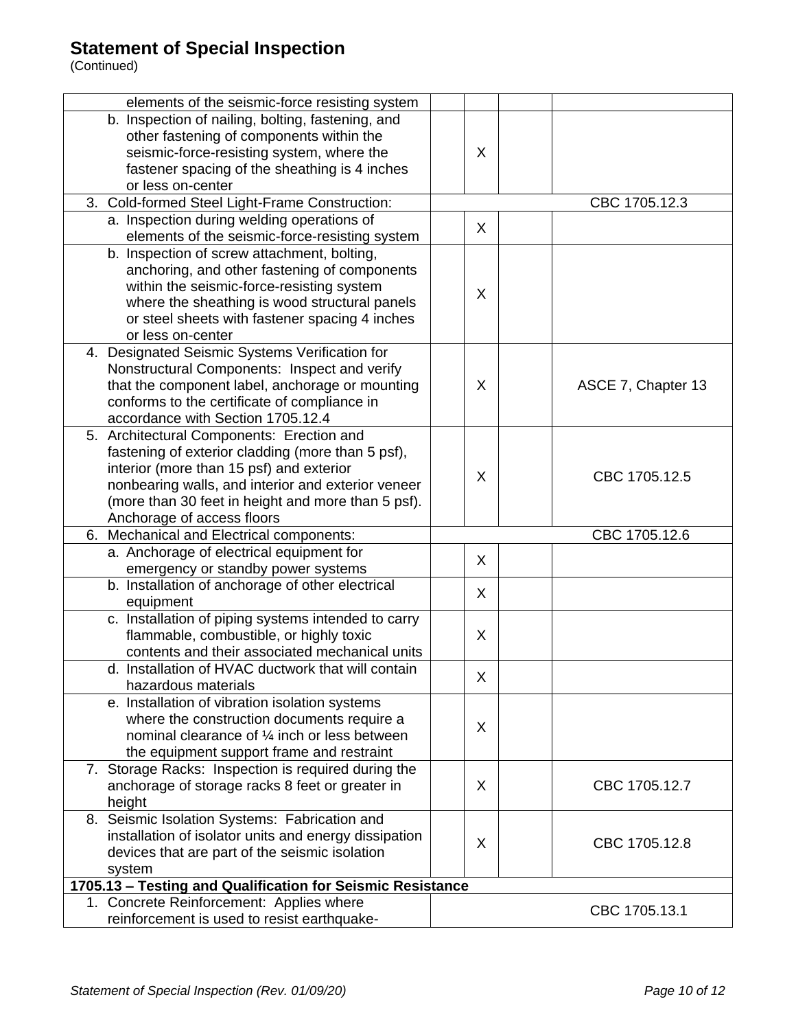# Statement of Special Inspection

(Continued)

| | | | | |
|---|---|---|---|---|
| elements of the seismic-force resisting system | | | | |
| b. Inspection of nailing, bolting, fastening, and other fastening of components within the seismic-force-resisting system, where the fastener spacing of the sheathing is 4 inches or less on-center | | X | | |
| 3. Cold-formed Steel Light-Frame Construction: | | | | CBC 1705.12.3 |
| a. Inspection during welding operations of elements of the seismic-force-resisting system | | X | | |
| b. Inspection of screw attachment, bolting, anchoring, and other fastening of components within the seismic-force-resisting system where the sheathing is wood structural panels or steel sheets with fastener spacing 4 inches or less on-center | | X | | |
| 4. Designated Seismic Systems Verification for Nonstructural Components: Inspect and verify that the component label, anchorage or mounting conforms to the certificate of compliance in accordance with Section 1705.12.4 | | X | | ASCE 7, Chapter 13 |
| 5. Architectural Components: Erection and fastening of exterior cladding (more than 5 psf), interior (more than 15 psf) and exterior nonbearing walls, and interior and exterior veneer (more than 30 feet in height and more than 5 psf). Anchorage of access floors | | X | | CBC 1705.12.5 |
| 6. Mechanical and Electrical components: | | | | CBC 1705.12.6 |
| a. Anchorage of electrical equipment for emergency or standby power systems | | X | | |
| b. Installation of anchorage of other electrical equipment | | X | | |
| c. Installation of piping systems intended to carry flammable, combustible, or highly toxic contents and their associated mechanical units | | X | | |
| d. Installation of HVAC ductwork that will contain hazardous materials | | X | | |
| e. Installation of vibration isolation systems where the construction documents require a nominal clearance of ¼ inch or less between the equipment support frame and restraint | | X | | |
| 7. Storage Racks: Inspection is required during the anchorage of storage racks 8 feet or greater in height | | X | | CBC 1705.12.7 |
| 8. Seismic Isolation Systems: Fabrication and installation of isolator units and energy dissipation devices that are part of the seismic isolation system | | X | | CBC 1705.12.8 |
| **1705.13 – Testing and Qualification for Seismic Resistance** | | | | |
| 1. Concrete Reinforcement: Applies where reinforcement is used to resist earthquake- | | | | CBC 1705.13.1 |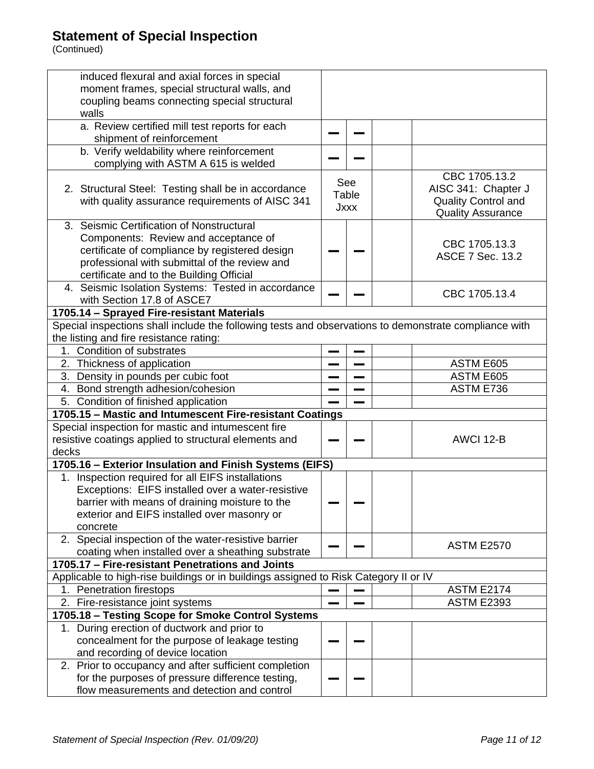## Statement of Special Inspection

(Continued)

| | | | | |
|---|---|---|---|---|
| induced flexural and axial forces in special moment frames, special structural walls, and coupling beams connecting special structural walls | | | | |
| a. Review certified mill test reports for each shipment of reinforcement | — | — | | |
| b. Verify weldability where reinforcement complying with ASTM A 615 is welded | — | — | | |
| 2. Structural Steel: Testing shall be in accordance with quality assurance requirements of AISC 341 | See Table Jxxx | | | CBC 1705.13.2 AISC 341: Chapter J Quality Control and Quality Assurance |
| 3. Seismic Certification of Nonstructural Components: Review and acceptance of certificate of compliance by registered design professional with submittal of the review and certificate and to the Building Official | — | — | | CBC 1705.13.3 ASCE 7 Sec. 13.2 |
| 4. Seismic Isolation Systems: Tested in accordance with Section 17.8 of ASCE7 | — | — | | CBC 1705.13.4 |
| **1705.14 – Sprayed Fire-resistant Materials** | | | | |
| Special inspections shall include the following tests and observations to demonstrate compliance with the listing and fire resistance rating: | | | | |
| 1. Condition of substrates | — | — | | |
| 2. Thickness of application | — | — | | ASTM E605 |
| 3. Density in pounds per cubic foot | — | — | | ASTM E605 |
| 4. Bond strength adhesion/cohesion | — | — | | ASTM E736 |
| 5. Condition of finished application | — | — | | |
| **1705.15 – Mastic and Intumescent Fire-resistant Coatings** | | | | |
| Special inspection for mastic and intumescent fire resistive coatings applied to structural elements and decks | — | — | | AWCI 12-B |
| **1705.16 – Exterior Insulation and Finish Systems (EIFS)** | | | | |
| 1. Inspection required for all EIFS installations Exceptions: EIFS installed over a water-resistive barrier with means of draining moisture to the exterior and EIFS installed over masonry or concrete | — | — | | |
| 2. Special inspection of the water-resistive barrier coating when installed over a sheathing substrate | — | — | | ASTM E2570 |
| **1705.17 – Fire-resistant Penetrations and Joints** | | | | |
| Applicable to high-rise buildings or in buildings assigned to Risk Category II or IV | | | | |
| 1. Penetration firestops | — | — | | ASTM E2174 |
| 2. Fire-resistance joint systems | — | — | | ASTM E2393 |
| **1705.18 – Testing Scope for Smoke Control Systems** | | | | |
| 1. During erection of ductwork and prior to concealment for the purpose of leakage testing and recording of device location | — | — | | |
| 2. Prior to occupancy and after sufficient completion for the purposes of pressure difference testing, flow measurements and detection and control | — | — | | |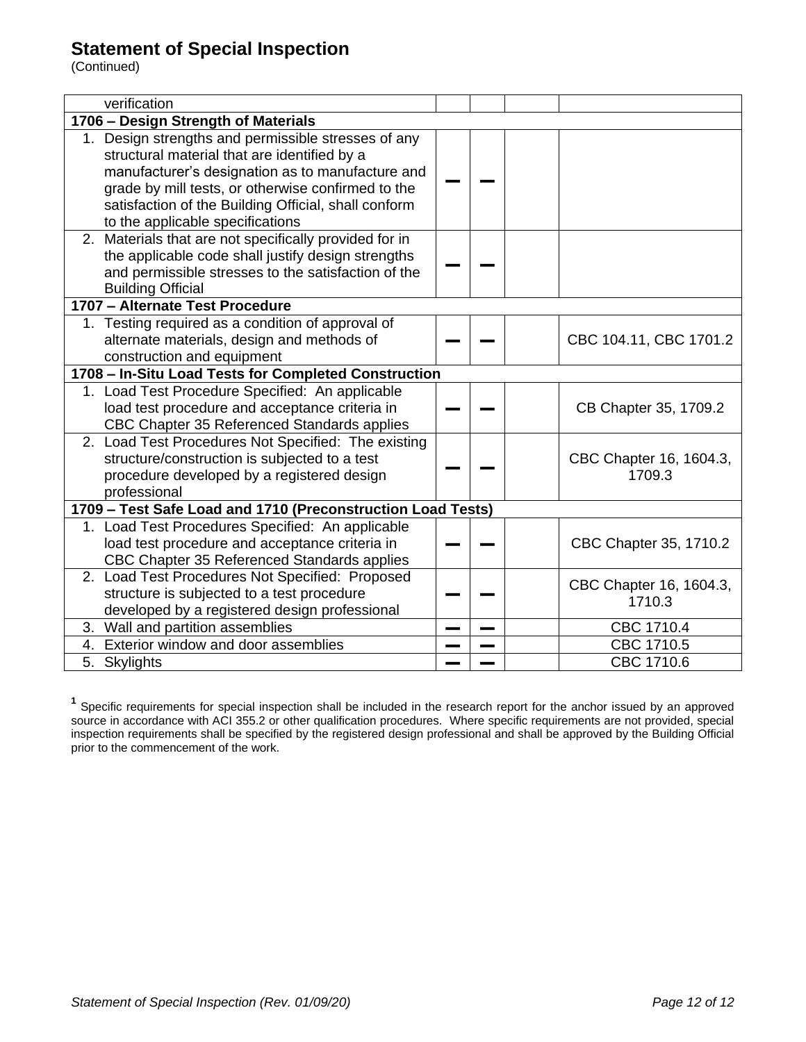# Statement of Special Inspection

(Continued)

| | | | | |
|---|---|---|---|---|
| verification | | | | |
| **1706 – Design Strength of Materials** | | | | |
| 1. Design strengths and permissible stresses of any structural material that are identified by a manufacturer's designation as to manufacture and grade by mill tests, or otherwise confirmed to the satisfaction of the Building Official, shall conform to the applicable specifications | — | — | | |
| 2. Materials that are not specifically provided for in the applicable code shall justify design strengths and permissible stresses to the satisfaction of the Building Official | — | — | | |
| **1707 – Alternate Test Procedure** | | | | |
| 1. Testing required as a condition of approval of alternate materials, design and methods of construction and equipment | — | — | | CBC 104.11, CBC 1701.2 |
| **1708 – In-Situ Load Tests for Completed Construction** | | | | |
| 1. Load Test Procedure Specified: An applicable load test procedure and acceptance criteria in CBC Chapter 35 Referenced Standards applies | — | — | | CB Chapter 35, 1709.2 |
| 2. Load Test Procedures Not Specified: The existing structure/construction is subjected to a test procedure developed by a registered design professional | — | — | | CBC Chapter 16, 1604.3, 1709.3 |
| **1709 – Test Safe Load and 1710 (Preconstruction Load Tests)** | | | | |
| 1. Load Test Procedures Specified: An applicable load test procedure and acceptance criteria in CBC Chapter 35 Referenced Standards applies | — | — | | CBC Chapter 35, 1710.2 |
| 2. Load Test Procedures Not Specified: Proposed structure is subjected to a test procedure developed by a registered design professional | — | — | | CBC Chapter 16, 1604.3, 1710.3 |
| 3. Wall and partition assemblies | — | — | | CBC 1710.4 |
| 4. Exterior window and door assemblies | — | — | | CBC 1710.5 |
| 5. Skylights | — | — | | CBC 1710.6 |

[1] Specific requirements for special inspection shall be included in the research report for the anchor issued by an approved source in accordance with ACI 355.2 or other qualification procedures. Where specific requirements are not provided, special inspection requirements shall be specified by the registered design professional and shall be approved by the Building Official prior to the commencement of the work.